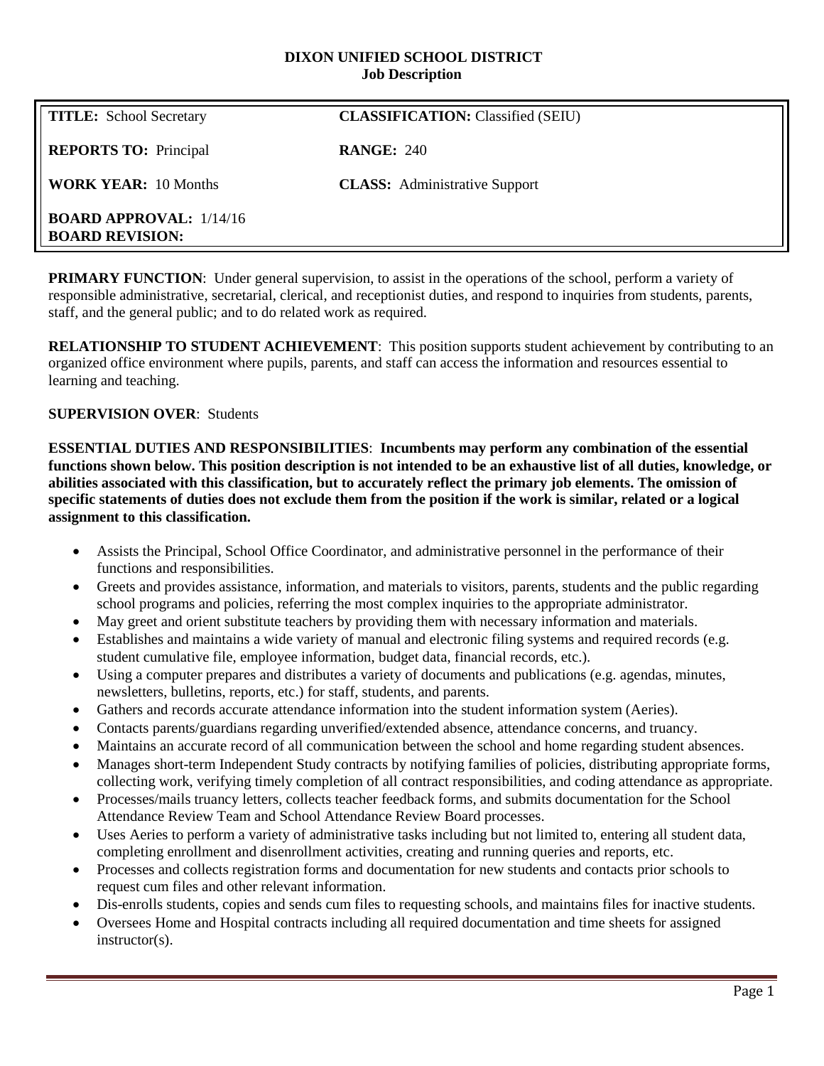**DIXON UNIFIED SCHOOL DISTRICT**
**Job Description**

| | |
|---|---|
| **TITLE:** School Secretary | **CLASSIFICATION:** Classified (SEIU) |
| **REPORTS TO:** Principal | **RANGE:** 240 |
| **WORK YEAR:** 10 Months | **CLASS:** Administrative Support |
| **BOARD APPROVAL:** 1/14/16<br>**BOARD REVISION:** | |

**PRIMARY FUNCTION**: Under general supervision, to assist in the operations of the school, perform a variety of responsible administrative, secretarial, clerical, and receptionist duties, and respond to inquiries from students, parents, staff, and the general public; and to do related work as required.

**RELATIONSHIP TO STUDENT ACHIEVEMENT**: This position supports student achievement by contributing to an organized office environment where pupils, parents, and staff can access the information and resources essential to learning and teaching.

**SUPERVISION OVER**: Students

**ESSENTIAL DUTIES AND RESPONSIBILITIES**: **Incumbents may perform any combination of the essential functions shown below. This position description is not intended to be an exhaustive list of all duties, knowledge, or abilities associated with this classification, but to accurately reflect the primary job elements. The omission of specific statements of duties does not exclude them from the position if the work is similar, related or a logical assignment to this classification.**

- Assists the Principal, School Office Coordinator, and administrative personnel in the performance of their functions and responsibilities.
- Greets and provides assistance, information, and materials to visitors, parents, students and the public regarding school programs and policies, referring the most complex inquiries to the appropriate administrator.
- May greet and orient substitute teachers by providing them with necessary information and materials.
- Establishes and maintains a wide variety of manual and electronic filing systems and required records (e.g. student cumulative file, employee information, budget data, financial records, etc.).
- Using a computer prepares and distributes a variety of documents and publications (e.g. agendas, minutes, newsletters, bulletins, reports, etc.) for staff, students, and parents.
- Gathers and records accurate attendance information into the student information system (Aeries).
- Contacts parents/guardians regarding unverified/extended absence, attendance concerns, and truancy.
- Maintains an accurate record of all communication between the school and home regarding student absences.
- Manages short-term Independent Study contracts by notifying families of policies, distributing appropriate forms, collecting work, verifying timely completion of all contract responsibilities, and coding attendance as appropriate.
- Processes/mails truancy letters, collects teacher feedback forms, and submits documentation for the School Attendance Review Team and School Attendance Review Board processes.
- Uses Aeries to perform a variety of administrative tasks including but not limited to, entering all student data, completing enrollment and disenrollment activities, creating and running queries and reports, etc.
- Processes and collects registration forms and documentation for new students and contacts prior schools to request cum files and other relevant information.
- Dis-enrolls students, copies and sends cum files to requesting schools, and maintains files for inactive students.
- Oversees Home and Hospital contracts including all required documentation and time sheets for assigned instructor(s).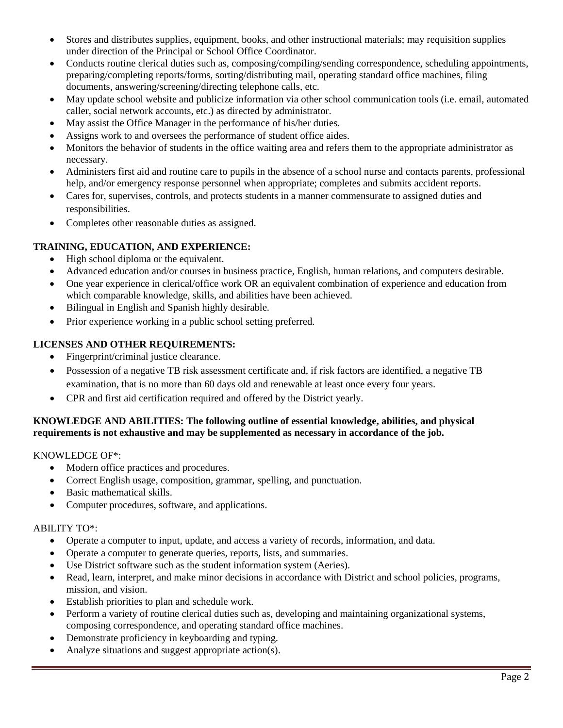- Stores and distributes supplies, equipment, books, and other instructional materials; may requisition supplies under direction of the Principal or School Office Coordinator.
- Conducts routine clerical duties such as, composing/compiling/sending correspondence, scheduling appointments, preparing/completing reports/forms, sorting/distributing mail, operating standard office machines, filing documents, answering/screening/directing telephone calls, etc.
- May update school website and publicize information via other school communication tools (i.e. email, automated caller, social network accounts, etc.) as directed by administrator.
- May assist the Office Manager in the performance of his/her duties.
- Assigns work to and oversees the performance of student office aides.
- Monitors the behavior of students in the office waiting area and refers them to the appropriate administrator as necessary.
- Administers first aid and routine care to pupils in the absence of a school nurse and contacts parents, professional help, and/or emergency response personnel when appropriate; completes and submits accident reports.
- Cares for, supervises, controls, and protects students in a manner commensurate to assigned duties and responsibilities.
- Completes other reasonable duties as assigned.

**TRAINING, EDUCATION, AND EXPERIENCE:**

- High school diploma or the equivalent.
- Advanced education and/or courses in business practice, English, human relations, and computers desirable.
- One year experience in clerical/office work OR an equivalent combination of experience and education from which comparable knowledge, skills, and abilities have been achieved.
- Bilingual in English and Spanish highly desirable.
- Prior experience working in a public school setting preferred.

**LICENSES AND OTHER REQUIREMENTS:**

- Fingerprint/criminal justice clearance.
- Possession of a negative TB risk assessment certificate and, if risk factors are identified, a negative TB examination, that is no more than 60 days old and renewable at least once every four years.
- CPR and first aid certification required and offered by the District yearly.

**KNOWLEDGE AND ABILITIES: The following outline of essential knowledge, abilities, and physical requirements is not exhaustive and may be supplemented as necessary in accordance of the job.**

KNOWLEDGE OF*:

- Modern office practices and procedures.
- Correct English usage, composition, grammar, spelling, and punctuation.
- Basic mathematical skills.
- Computer procedures, software, and applications.

ABILITY TO*:

- Operate a computer to input, update, and access a variety of records, information, and data.
- Operate a computer to generate queries, reports, lists, and summaries.
- Use District software such as the student information system (Aeries).
- Read, learn, interpret, and make minor decisions in accordance with District and school policies, programs, mission, and vision.
- Establish priorities to plan and schedule work.
- Perform a variety of routine clerical duties such as, developing and maintaining organizational systems, composing correspondence, and operating standard office machines.
- Demonstrate proficiency in keyboarding and typing.
- Analyze situations and suggest appropriate action(s).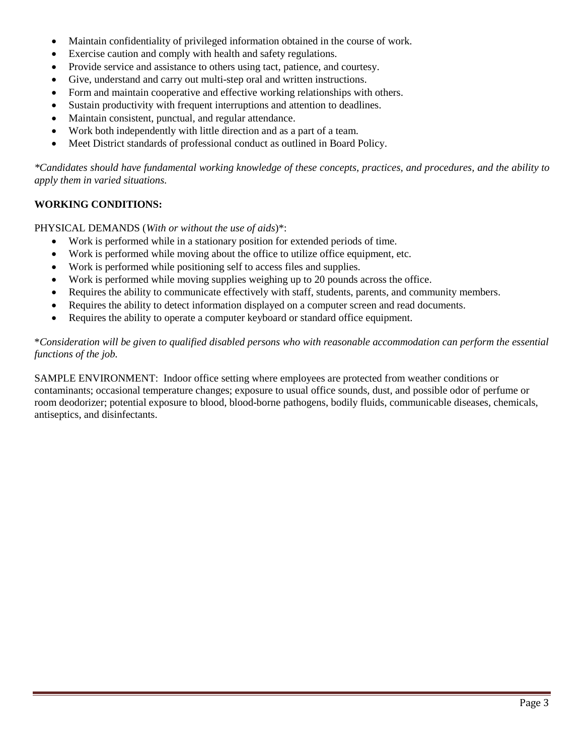- Maintain confidentiality of privileged information obtained in the course of work.
- Exercise caution and comply with health and safety regulations.
- Provide service and assistance to others using tact, patience, and courtesy.
- Give, understand and carry out multi-step oral and written instructions.
- Form and maintain cooperative and effective working relationships with others.
- Sustain productivity with frequent interruptions and attention to deadlines.
- Maintain consistent, punctual, and regular attendance.
- Work both independently with little direction and as a part of a team.
- Meet District standards of professional conduct as outlined in Board Policy.

*\*Candidates should have fundamental working knowledge of these concepts, practices, and procedures, and the ability to apply them in varied situations.*

**WORKING CONDITIONS:**

PHYSICAL DEMANDS (*With or without the use of aids*)*:

- Work is performed while in a stationary position for extended periods of time.
- Work is performed while moving about the office to utilize office equipment, etc.
- Work is performed while positioning self to access files and supplies.
- Work is performed while moving supplies weighing up to 20 pounds across the office.
- Requires the ability to communicate effectively with staff, students, parents, and community members.
- Requires the ability to detect information displayed on a computer screen and read documents.
- Requires the ability to operate a computer keyboard or standard office equipment.

\**Consideration will be given to qualified disabled persons who with reasonable accommodation can perform the essential functions of the job.*

SAMPLE ENVIRONMENT: Indoor office setting where employees are protected from weather conditions or contaminants; occasional temperature changes; exposure to usual office sounds, dust, and possible odor of perfume or room deodorizer; potential exposure to blood, blood-borne pathogens, bodily fluids, communicable diseases, chemicals, antiseptics, and disinfectants.